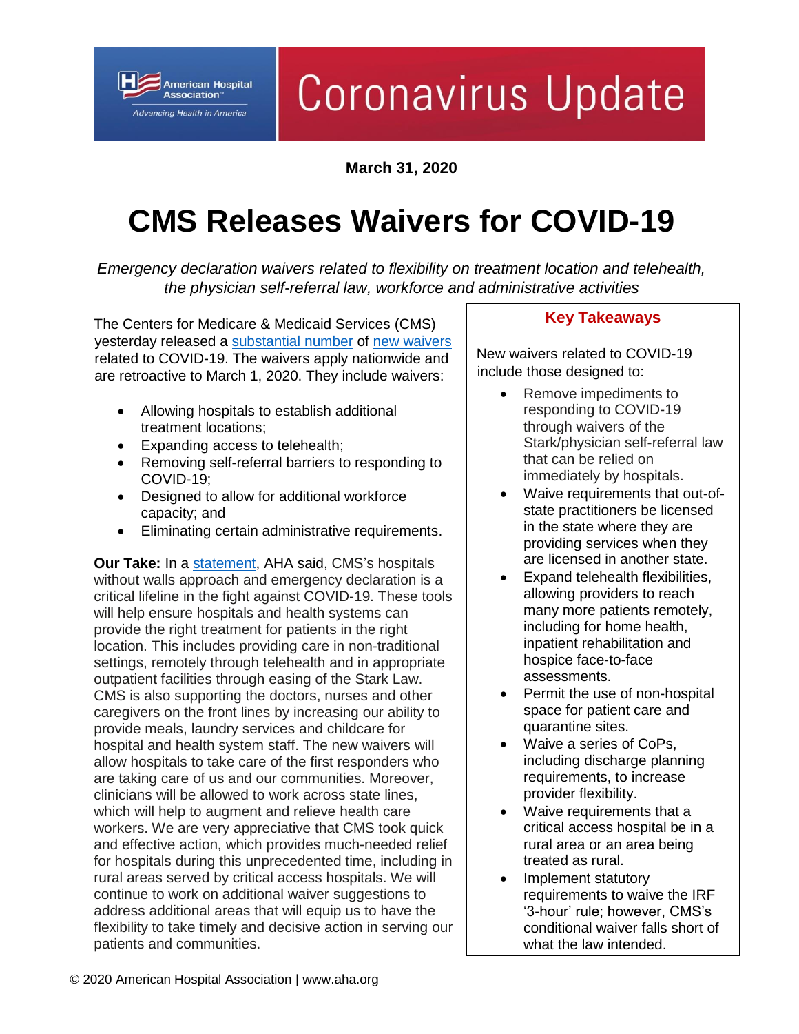Coronavirus Update

**March 31, 2020**

# CMS Releases Waivers for COVID-19

*Emergency declaration waivers related to flexibility on treatment location and telehealth, the physician self-referral law, workforce and administrative activities*

The Centers for Medicare & Medicaid Services (CMS) yesterday released a [substantial number]() of [new waivers]() related to COVID-19. The waivers apply nationwide and are retroactive to March 1, 2020. They include waivers:

- Allowing hospitals to establish additional treatment locations;
- Expanding access to telehealth;
- Removing self-referral barriers to responding to COVID-19;
- Designed to allow for additional workforce capacity; and
- Eliminating certain administrative requirements.

**Our Take:** In a [statement](), AHA said, CMS's hospitals without walls approach and emergency declaration is a critical lifeline in the fight against COVID-19. These tools will help ensure hospitals and health systems can provide the right treatment for patients in the right location. This includes providing care in non-traditional settings, remotely through telehealth and in appropriate outpatient facilities through easing of the Stark Law. CMS is also supporting the doctors, nurses and other caregivers on the front lines by increasing our ability to provide meals, laundry services and childcare for hospital and health system staff. The new waivers will allow hospitals to take care of the first responders who are taking care of us and our communities. Moreover, clinicians will be allowed to work across state lines, which will help to augment and relieve health care workers. We are very appreciative that CMS took quick and effective action, which provides much-needed relief for hospitals during this unprecedented time, including in rural areas served by critical access hospitals. We will continue to work on additional waiver suggestions to address additional areas that will equip us to have the flexibility to take timely and decisive action in serving our patients and communities.

## Key Takeaways

New waivers related to COVID-19 include those designed to:

- Remove impediments to responding to COVID-19 through waivers of the Stark/physician self-referral law that can be relied on immediately by hospitals.
- Waive requirements that out-of-state practitioners be licensed in the state where they are providing services when they are licensed in another state.
- Expand telehealth flexibilities, allowing providers to reach many more patients remotely, including for home health, inpatient rehabilitation and hospice face-to-face assessments.
- Permit the use of non-hospital space for patient care and quarantine sites.
- Waive a series of CoPs, including discharge planning requirements, to increase provider flexibility.
- Waive requirements that a critical access hospital be in a rural area or an area being treated as rural.
- Implement statutory requirements to waive the IRF '3-hour' rule; however, CMS's conditional waiver falls short of what the law intended.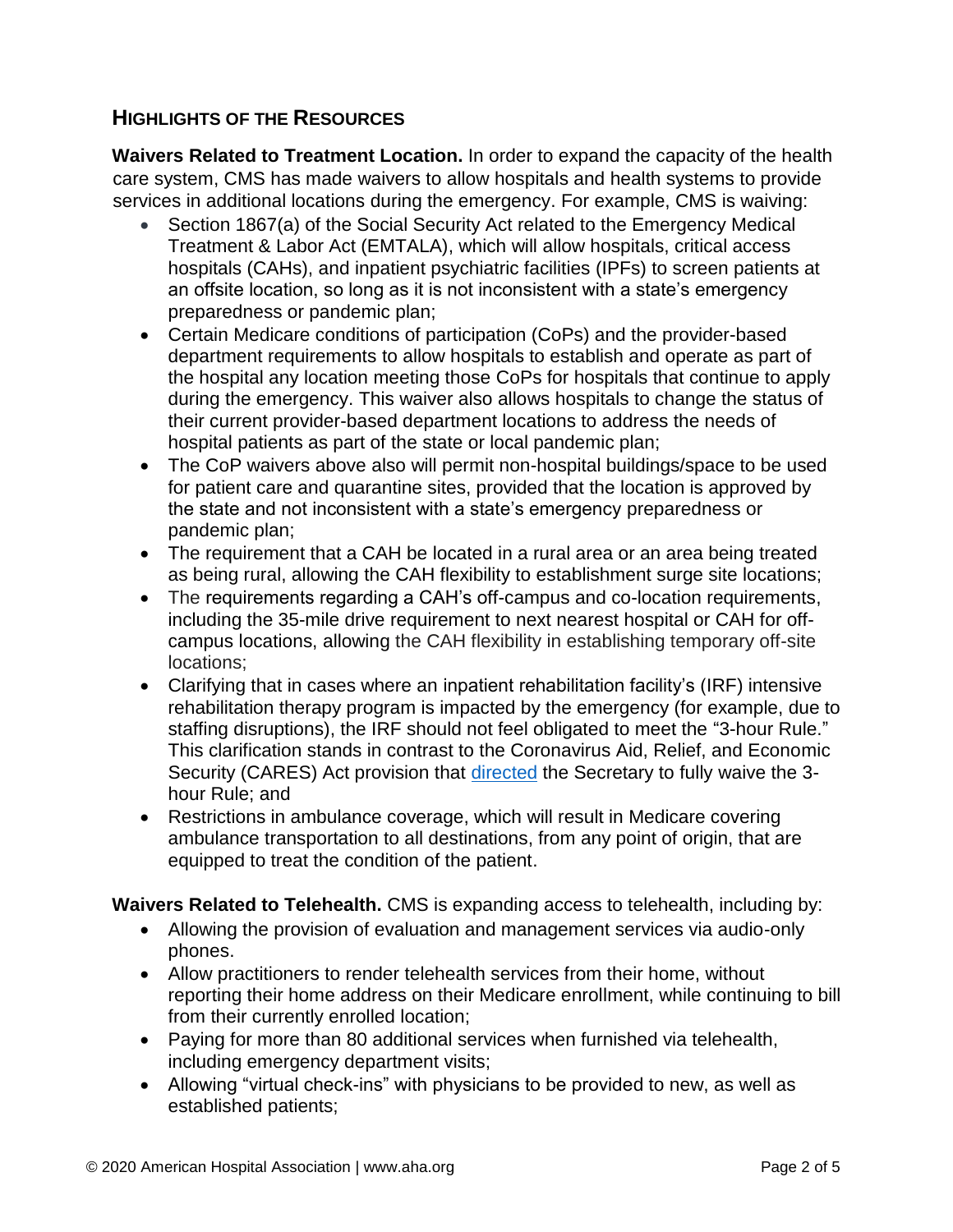## Highlights of the Resources

**Waivers Related to Treatment Location.** In order to expand the capacity of the health care system, CMS has made waivers to allow hospitals and health systems to provide services in additional locations during the emergency. For example, CMS is waiving:

- Section 1867(a) of the Social Security Act related to the Emergency Medical Treatment & Labor Act (EMTALA), which will allow hospitals, critical access hospitals (CAHs), and inpatient psychiatric facilities (IPFs) to screen patients at an offsite location, so long as it is not inconsistent with a state's emergency preparedness or pandemic plan;
- Certain Medicare conditions of participation (CoPs) and the provider-based department requirements to allow hospitals to establish and operate as part of the hospital any location meeting those CoPs for hospitals that continue to apply during the emergency. This waiver also allows hospitals to change the status of their current provider-based department locations to address the needs of hospital patients as part of the state or local pandemic plan;
- The CoP waivers above also will permit non-hospital buildings/space to be used for patient care and quarantine sites, provided that the location is approved by the state and not inconsistent with a state's emergency preparedness or pandemic plan;
- The requirement that a CAH be located in a rural area or an area being treated as being rural, allowing the CAH flexibility to establishment surge site locations;
- The requirements regarding a CAH's off-campus and co-location requirements, including the 35-mile drive requirement to next nearest hospital or CAH for off-campus locations, allowing the CAH flexibility in establishing temporary off-site locations;
- Clarifying that in cases where an inpatient rehabilitation facility's (IRF) intensive rehabilitation therapy program is impacted by the emergency (for example, due to staffing disruptions), the IRF should not feel obligated to meet the "3-hour Rule." This clarification stands in contrast to the Coronavirus Aid, Relief, and Economic Security (CARES) Act provision that directed the Secretary to fully waive the 3-hour Rule; and
- Restrictions in ambulance coverage, which will result in Medicare covering ambulance transportation to all destinations, from any point of origin, that are equipped to treat the condition of the patient.

**Waivers Related to Telehealth.** CMS is expanding access to telehealth, including by:

- Allowing the provision of evaluation and management services via audio-only phones.
- Allow practitioners to render telehealth services from their home, without reporting their home address on their Medicare enrollment, while continuing to bill from their currently enrolled location;
- Paying for more than 80 additional services when furnished via telehealth, including emergency department visits;
- Allowing "virtual check-ins" with physicians to be provided to new, as well as established patients;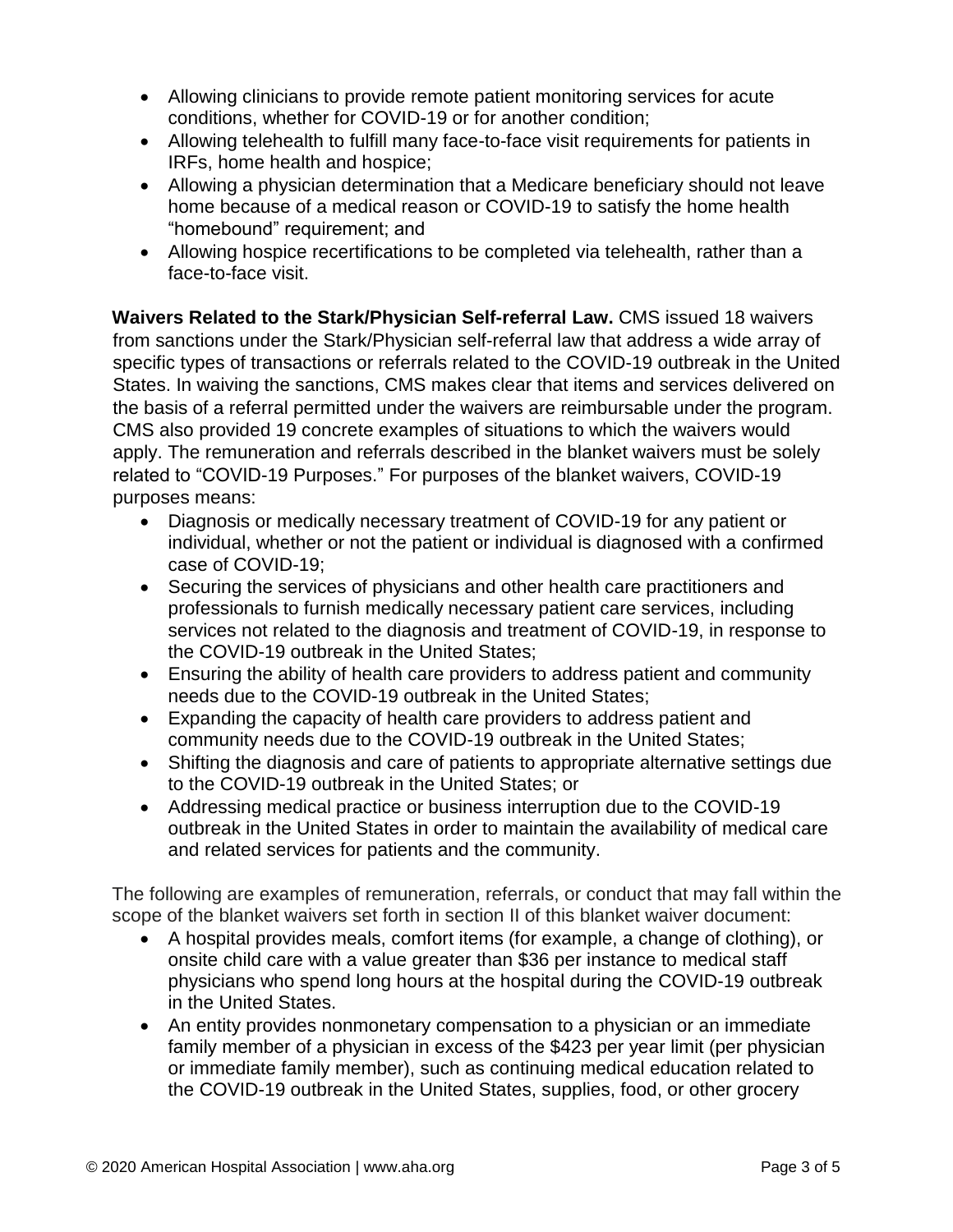- Allowing clinicians to provide remote patient monitoring services for acute conditions, whether for COVID-19 or for another condition;
- Allowing telehealth to fulfill many face-to-face visit requirements for patients in IRFs, home health and hospice;
- Allowing a physician determination that a Medicare beneficiary should not leave home because of a medical reason or COVID-19 to satisfy the home health "homebound" requirement; and
- Allowing hospice recertifications to be completed via telehealth, rather than a face-to-face visit.

**Waivers Related to the Stark/Physician Self-referral Law.** CMS issued 18 waivers from sanctions under the Stark/Physician self-referral law that address a wide array of specific types of transactions or referrals related to the COVID-19 outbreak in the United States. In waiving the sanctions, CMS makes clear that items and services delivered on the basis of a referral permitted under the waivers are reimbursable under the program. CMS also provided 19 concrete examples of situations to which the waivers would apply. The remuneration and referrals described in the blanket waivers must be solely related to "COVID-19 Purposes." For purposes of the blanket waivers, COVID-19 purposes means:

- Diagnosis or medically necessary treatment of COVID-19 for any patient or individual, whether or not the patient or individual is diagnosed with a confirmed case of COVID-19;
- Securing the services of physicians and other health care practitioners and professionals to furnish medically necessary patient care services, including services not related to the diagnosis and treatment of COVID-19, in response to the COVID-19 outbreak in the United States;
- Ensuring the ability of health care providers to address patient and community needs due to the COVID-19 outbreak in the United States;
- Expanding the capacity of health care providers to address patient and community needs due to the COVID-19 outbreak in the United States;
- Shifting the diagnosis and care of patients to appropriate alternative settings due to the COVID-19 outbreak in the United States; or
- Addressing medical practice or business interruption due to the COVID-19 outbreak in the United States in order to maintain the availability of medical care and related services for patients and the community.

The following are examples of remuneration, referrals, or conduct that may fall within the scope of the blanket waivers set forth in section II of this blanket waiver document:

- A hospital provides meals, comfort items (for example, a change of clothing), or onsite child care with a value greater than $36 per instance to medical staff physicians who spend long hours at the hospital during the COVID-19 outbreak in the United States.
- An entity provides nonmonetary compensation to a physician or an immediate family member of a physician in excess of the $423 per year limit (per physician or immediate family member), such as continuing medical education related to the COVID-19 outbreak in the United States, supplies, food, or other grocery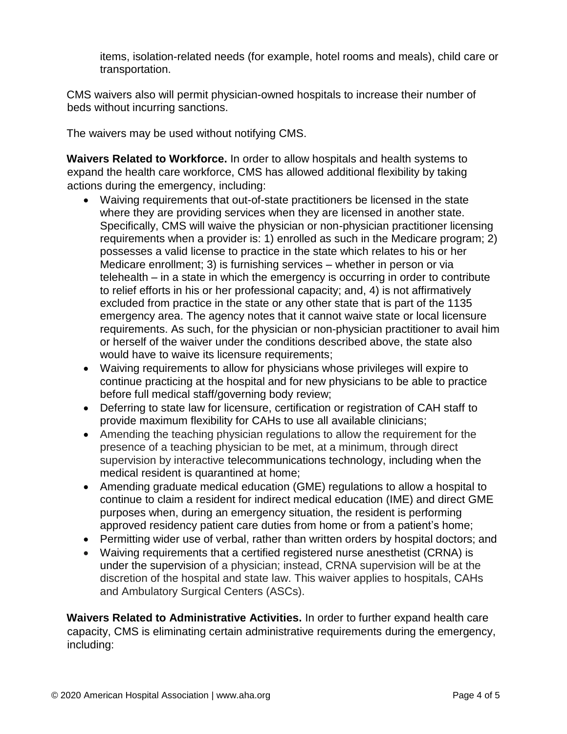items, isolation-related needs (for example, hotel rooms and meals), child care or transportation.

CMS waivers also will permit physician-owned hospitals to increase their number of beds without incurring sanctions.

The waivers may be used without notifying CMS.

**Waivers Related to Workforce.** In order to allow hospitals and health systems to expand the health care workforce, CMS has allowed additional flexibility by taking actions during the emergency, including:

- Waiving requirements that out-of-state practitioners be licensed in the state where they are providing services when they are licensed in another state. Specifically, CMS will waive the physician or non-physician practitioner licensing requirements when a provider is: 1) enrolled as such in the Medicare program; 2) possesses a valid license to practice in the state which relates to his or her Medicare enrollment; 3) is furnishing services – whether in person or via telehealth – in a state in which the emergency is occurring in order to contribute to relief efforts in his or her professional capacity; and, 4) is not affirmatively excluded from practice in the state or any other state that is part of the 1135 emergency area. The agency notes that it cannot waive state or local licensure requirements. As such, for the physician or non-physician practitioner to avail him or herself of the waiver under the conditions described above, the state also would have to waive its licensure requirements;
- Waiving requirements to allow for physicians whose privileges will expire to continue practicing at the hospital and for new physicians to be able to practice before full medical staff/governing body review;
- Deferring to state law for licensure, certification or registration of CAH staff to provide maximum flexibility for CAHs to use all available clinicians;
- Amending the teaching physician regulations to allow the requirement for the presence of a teaching physician to be met, at a minimum, through direct supervision by interactive telecommunications technology, including when the medical resident is quarantined at home;
- Amending graduate medical education (GME) regulations to allow a hospital to continue to claim a resident for indirect medical education (IME) and direct GME purposes when, during an emergency situation, the resident is performing approved residency patient care duties from home or from a patient's home;
- Permitting wider use of verbal, rather than written orders by hospital doctors; and
- Waiving requirements that a certified registered nurse anesthetist (CRNA) is under the supervision of a physician; instead, CRNA supervision will be at the discretion of the hospital and state law. This waiver applies to hospitals, CAHs and Ambulatory Surgical Centers (ASCs).

**Waivers Related to Administrative Activities.** In order to further expand health care capacity, CMS is eliminating certain administrative requirements during the emergency, including: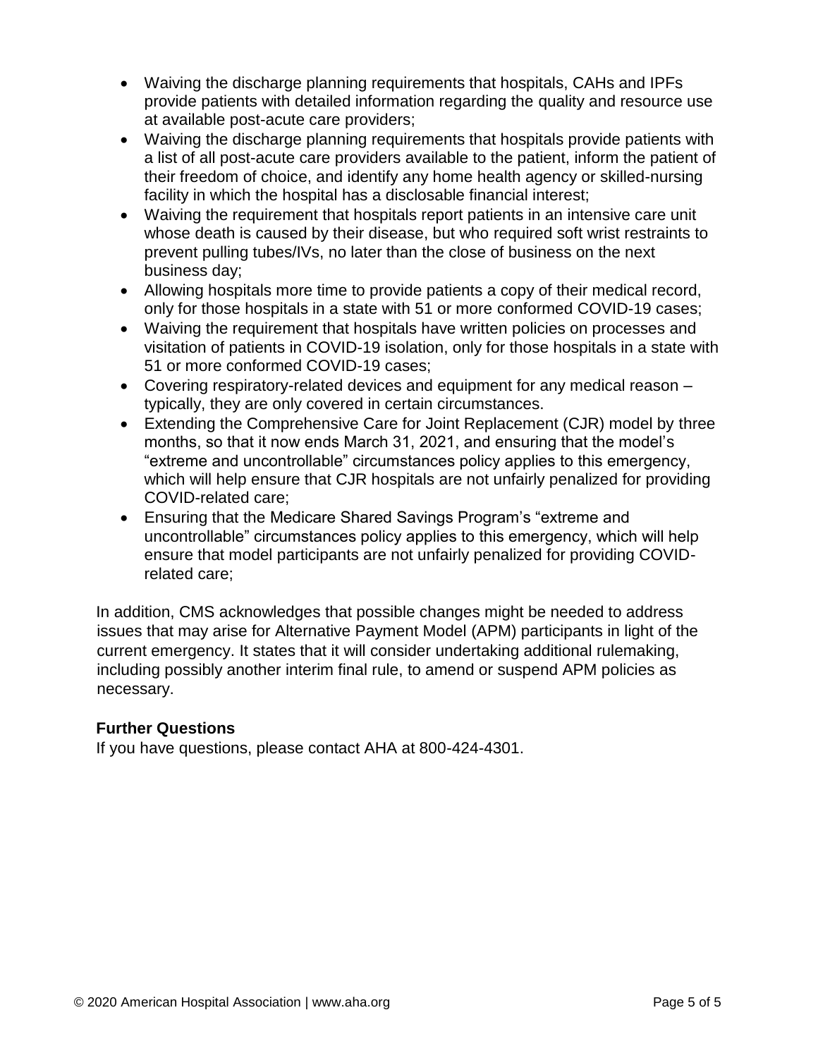- Waiving the discharge planning requirements that hospitals, CAHs and IPFs provide patients with detailed information regarding the quality and resource use at available post-acute care providers;
- Waiving the discharge planning requirements that hospitals provide patients with a list of all post-acute care providers available to the patient, inform the patient of their freedom of choice, and identify any home health agency or skilled-nursing facility in which the hospital has a disclosable financial interest;
- Waiving the requirement that hospitals report patients in an intensive care unit whose death is caused by their disease, but who required soft wrist restraints to prevent pulling tubes/IVs, no later than the close of business on the next business day;
- Allowing hospitals more time to provide patients a copy of their medical record, only for those hospitals in a state with 51 or more conformed COVID-19 cases;
- Waiving the requirement that hospitals have written policies on processes and visitation of patients in COVID-19 isolation, only for those hospitals in a state with 51 or more conformed COVID-19 cases;
- Covering respiratory-related devices and equipment for any medical reason – typically, they are only covered in certain circumstances.
- Extending the Comprehensive Care for Joint Replacement (CJR) model by three months, so that it now ends March 31, 2021, and ensuring that the model's "extreme and uncontrollable" circumstances policy applies to this emergency, which will help ensure that CJR hospitals are not unfairly penalized for providing COVID-related care;
- Ensuring that the Medicare Shared Savings Program's "extreme and uncontrollable" circumstances policy applies to this emergency, which will help ensure that model participants are not unfairly penalized for providing COVID-related care;

In addition, CMS acknowledges that possible changes might be needed to address issues that may arise for Alternative Payment Model (APM) participants in light of the current emergency. It states that it will consider undertaking additional rulemaking, including possibly another interim final rule, to amend or suspend APM policies as necessary.

**Further Questions**

If you have questions, please contact AHA at 800-424-4301.